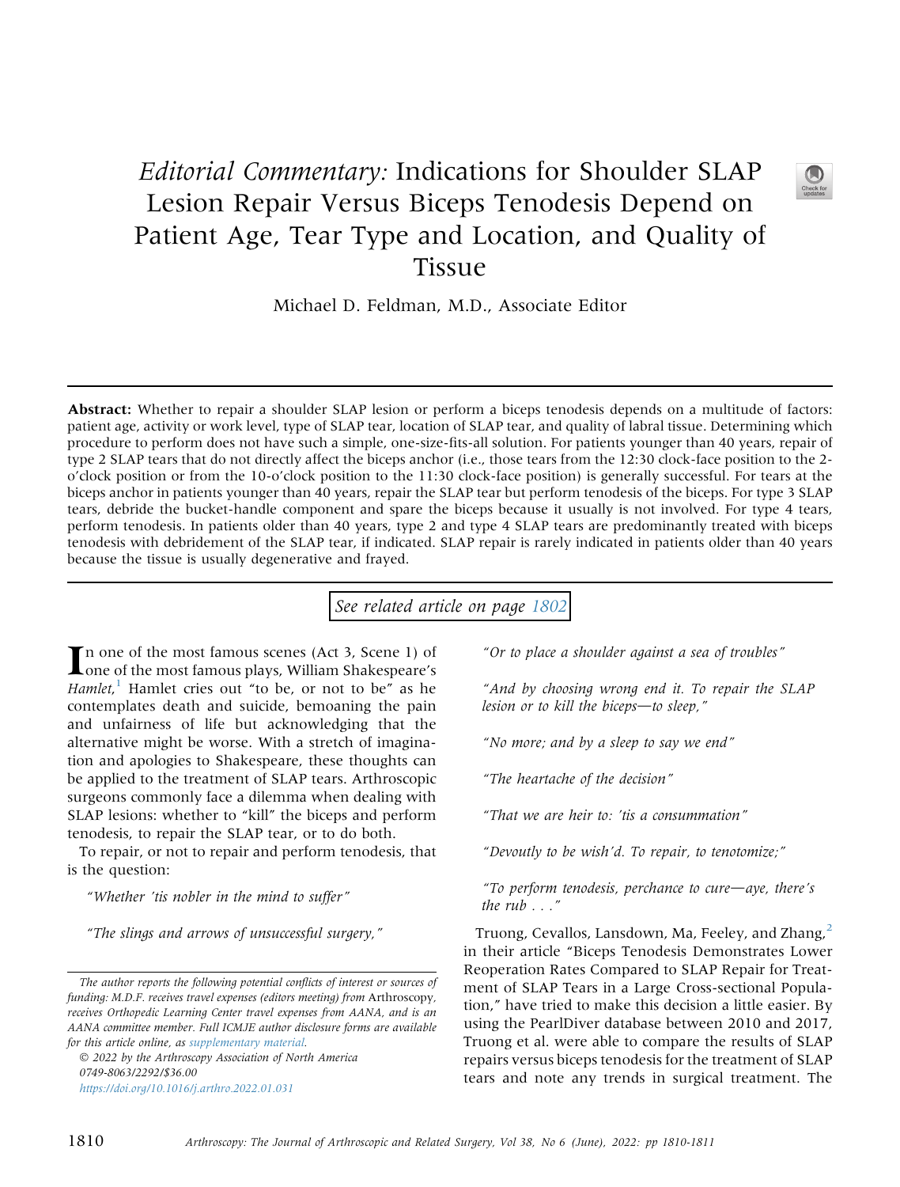# *Editorial Commentary:* Indications for Shoulder SLAP Lesion Repair Versus Biceps Tenodesis Depend on Patient Age, Tear Type and Location, and Quality of Tissue

Michael D. Feldman, M.D., Associate Editor

**Abstract:** Whether to repair a shoulder SLAP lesion or perform a biceps tenodesis depends on a multitude of factors: patient age, activity or work level, type of SLAP tear, location of SLAP tear, and quality of labral tissue. Determining which procedure to perform does not have such a simple, one-size-fits-all solution. For patients younger than 40 years, repair of type 2 SLAP tears that do not directly affect the biceps anchor (i.e., those tears from the 12:30 clock-face position to the 2-o'clock position or from the 10-o'clock position to the 11:30 clock-face position) is generally successful. For tears at the biceps anchor in patients younger than 40 years, repair the SLAP tear but perform tenodesis of the biceps. For type 3 SLAP tears, debride the bucket-handle component and spare the biceps because it usually is not involved. For type 4 tears, perform tenodesis. In patients older than 40 years, type 2 and type 4 SLAP tears are predominantly treated with biceps tenodesis with debridement of the SLAP tear, if indicated. SLAP repair is rarely indicated in patients older than 40 years because the tissue is usually degenerative and frayed.

*See related article on page 1802*

In one of the most famous scenes (Act 3, Scene 1) of one of the most famous plays, William Shakespeare's *Hamlet*,[1] Hamlet cries out "to be, or not to be" as he contemplates death and suicide, bemoaning the pain and unfairness of life but acknowledging that the alternative might be worse. With a stretch of imagination and apologies to Shakespeare, these thoughts can be applied to the treatment of SLAP tears. Arthroscopic surgeons commonly face a dilemma when dealing with SLAP lesions: whether to "kill" the biceps and perform tenodesis, to repair the SLAP tear, or to do both.

To repair, or not to repair and perform tenodesis, that is the question:

*"Whether 'tis nobler in the mind to suffer"*

*"The slings and arrows of unsuccessful surgery,"*

*"Or to place a shoulder against a sea of troubles"*

*"And by choosing wrong end it. To repair the SLAP lesion or to kill the biceps—to sleep,"*

*"No more; and by a sleep to say we end"*

*"The heartache of the decision"*

*"That we are heir to: 'tis a consummation"*

*"Devoutly to be wish'd. To repair, to tenotomize;"*

*"To perform tenodesis, perchance to cure—aye, there's the rub . . ."*

Truong, Cevallos, Lansdown, Ma, Feeley, and Zhang,[2] in their article "Biceps Tenodesis Demonstrates Lower Reoperation Rates Compared to SLAP Repair for Treatment of SLAP Tears in a Large Cross-sectional Population," have tried to make this decision a little easier. By using the PearlDiver database between 2010 and 2017, Truong et al. were able to compare the results of SLAP repairs versus biceps tenodesis for the treatment of SLAP tears and note any trends in surgical treatment. The

*The author reports the following potential conflicts of interest or sources of funding: M.D.F. receives travel expenses (editors meeting) from Arthroscopy, receives Orthopedic Learning Center travel expenses from AANA, and is an AANA committee member. Full ICMJE author disclosure forms are available for this article online, as supplementary material.*

© 2022 by the Arthroscopy Association of North America
0749-8063/2292/$36.00
https://doi.org/10.1016/j.arthro.2022.01.031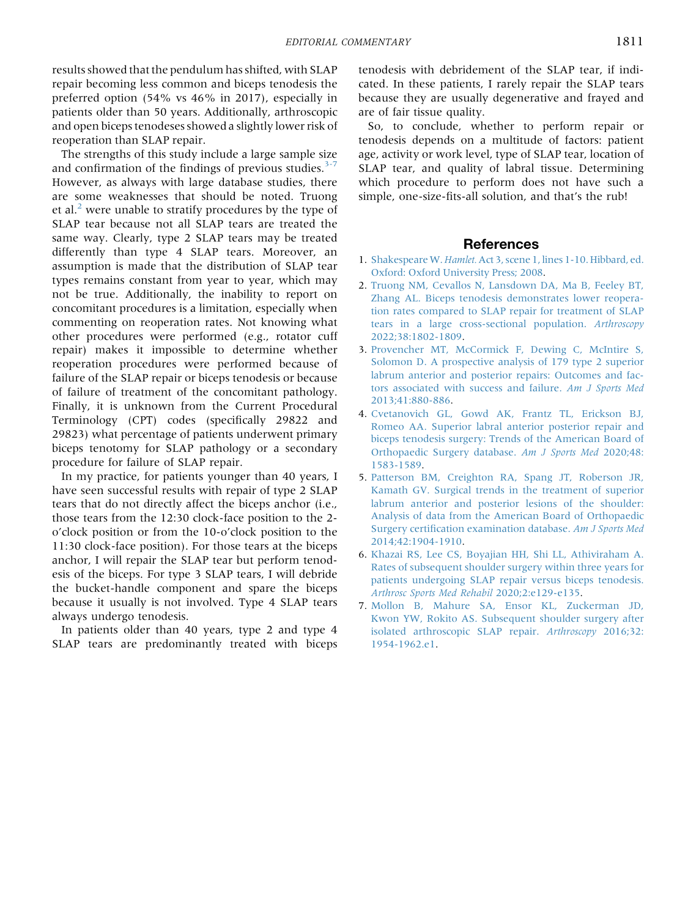results showed that the pendulum has shifted, with SLAP repair becoming less common and biceps tenodesis the preferred option (54% vs 46% in 2017), especially in patients older than 50 years. Additionally, arthroscopic and open biceps tenodeses showed a slightly lower risk of reoperation than SLAP repair.

The strengths of this study include a large sample size and confirmation of the findings of previous studies.[3-7] However, as always with large database studies, there are some weaknesses that should be noted. Truong et al.[2] were unable to stratify procedures by the type of SLAP tear because not all SLAP tears are treated the same way. Clearly, type 2 SLAP tears may be treated differently than type 4 SLAP tears. Moreover, an assumption is made that the distribution of SLAP tear types remains constant from year to year, which may not be true. Additionally, the inability to report on concomitant procedures is a limitation, especially when commenting on reoperation rates. Not knowing what other procedures were performed (e.g., rotator cuff repair) makes it impossible to determine whether reoperation procedures were performed because of failure of the SLAP repair or biceps tenodesis or because of failure of treatment of the concomitant pathology. Finally, it is unknown from the Current Procedural Terminology (CPT) codes (specifically 29822 and 29823) what percentage of patients underwent primary biceps tenotomy for SLAP pathology or a secondary procedure for failure of SLAP repair.

In my practice, for patients younger than 40 years, I have seen successful results with repair of type 2 SLAP tears that do not directly affect the biceps anchor (i.e., those tears from the 12:30 clock-face position to the 2-o'clock position or from the 10-o'clock position to the 11:30 clock-face position). For those tears at the biceps anchor, I will repair the SLAP tear but perform tenodesis of the biceps. For type 3 SLAP tears, I will debride the bucket-handle component and spare the biceps because it usually is not involved. Type 4 SLAP tears always undergo tenodesis.

In patients older than 40 years, type 2 and type 4 SLAP tears are predominantly treated with biceps tenodesis with debridement of the SLAP tear, if indicated. In these patients, I rarely repair the SLAP tears because they are usually degenerative and frayed and are of fair tissue quality.

So, to conclude, whether to perform repair or tenodesis depends on a multitude of factors: patient age, activity or work level, type of SLAP tear, location of SLAP tear, and quality of labral tissue. Determining which procedure to perform does not have such a simple, one-size-fits-all solution, and that's the rub!

## References

1. Shakespeare W. *Hamlet.* Act 3, scene 1, lines 1-10. Hibbard, ed. Oxford: Oxford University Press; 2008.
2. Truong NM, Cevallos N, Lansdown DA, Ma B, Feeley BT, Zhang AL. Biceps tenodesis demonstrates lower reoperation rates compared to SLAP repair for treatment of SLAP tears in a large cross-sectional population. *Arthroscopy* 2022;38:1802-1809.
3. Provencher MT, McCormick F, Dewing C, McIntire S, Solomon D. A prospective analysis of 179 type 2 superior labrum anterior and posterior repairs: Outcomes and factors associated with success and failure. *Am J Sports Med* 2013;41:880-886.
4. Cvetanovich GL, Gowd AK, Frantz TL, Erickson BJ, Romeo AA. Superior labral anterior posterior repair and biceps tenodesis surgery: Trends of the American Board of Orthopaedic Surgery database. *Am J Sports Med* 2020;48:1583-1589.
5. Patterson BM, Creighton RA, Spang JT, Roberson JR, Kamath GV. Surgical trends in the treatment of superior labrum anterior and posterior lesions of the shoulder: Analysis of data from the American Board of Orthopaedic Surgery certification examination database. *Am J Sports Med* 2014;42:1904-1910.
6. Khazai RS, Lee CS, Boyajian HH, Shi LL, Athiviraham A. Rates of subsequent shoulder surgery within three years for patients undergoing SLAP repair versus biceps tenodesis. *Arthrosc Sports Med Rehabil* 2020;2:e129-e135.
7. Mollon B, Mahure SA, Ensor KL, Zuckerman JD, Kwon YW, Rokito AS. Subsequent shoulder surgery after isolated arthroscopic SLAP repair. *Arthroscopy* 2016;32:1954-1962.e1.